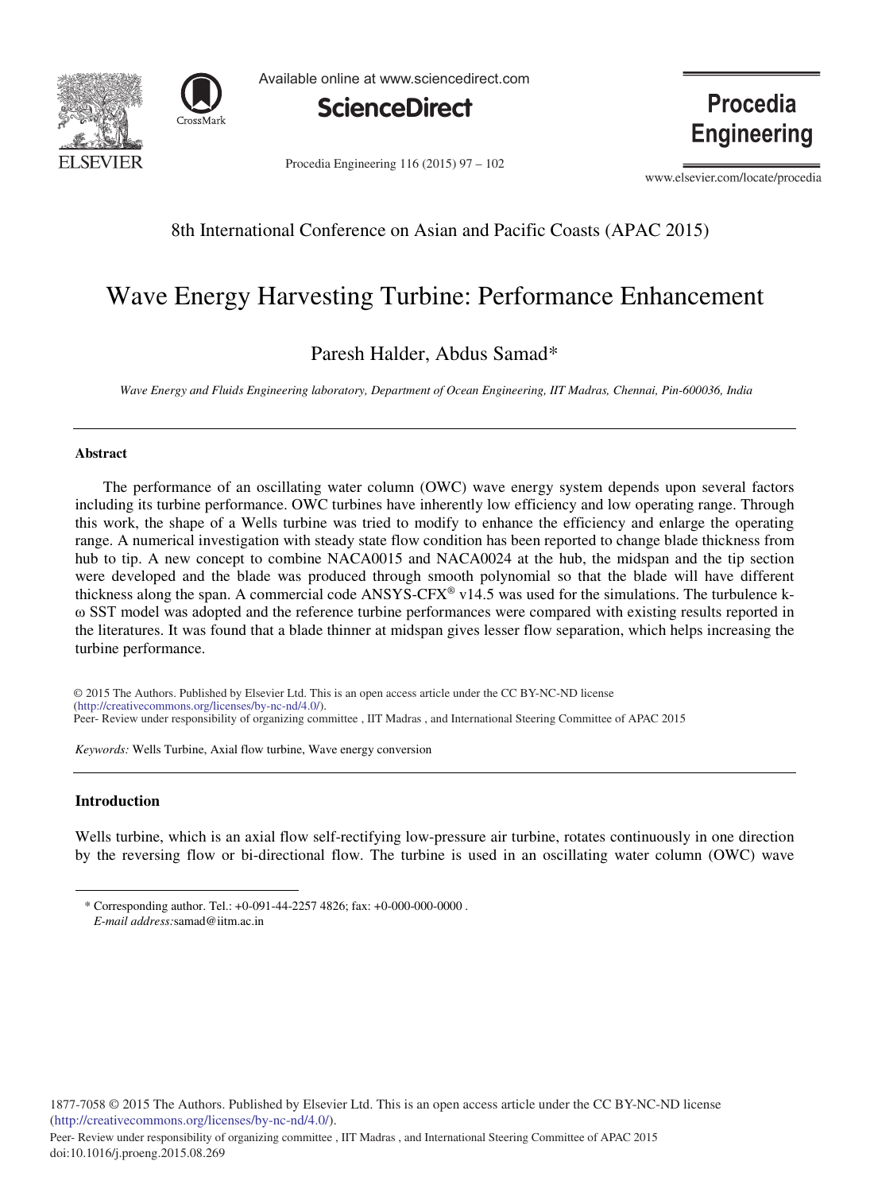8th International Conference on Asian and Pacific Coasts (APAC 2015)

# Wave Energy Harvesting Turbine: Performance Enhancement

Paresh Halder, Abdus Samad*

*Wave Energy and Fluids Engineering laboratory, Department of Ocean Engineering, IIT Madras, Chennai, Pin-600036, India*

## Abstract

The performance of an oscillating water column (OWC) wave energy system depends upon several factors including its turbine performance. OWC turbines have inherently low efficiency and low operating range. Through this work, the shape of a Wells turbine was tried to modify to enhance the efficiency and enlarge the operating range. A numerical investigation with steady state flow condition has been reported to change blade thickness from hub to tip. A new concept to combine NACA0015 and NACA0024 at the hub, the midspan and the tip section were developed and the blade was produced through smooth polynomial so that the blade will have different thickness along the span. A commercial code ANSYS-CFX® v14.5 was used for the simulations. The turbulence k-ω SST model was adopted and the reference turbine performances were compared with existing results reported in the literatures. It was found that a blade thinner at midspan gives lesser flow separation, which helps increasing the turbine performance.

© 2015 The Authors. Published by Elsevier Ltd. This is an open access article under the CC BY-NC-ND license (http://creativecommons.org/licenses/by-nc-nd/4.0/).
Peer- Review under responsibility of organizing committee , IIT Madras , and International Steering Committee of APAC 2015

*Keywords:* Wells Turbine, Axial flow turbine, Wave energy conversion

## Introduction

Wells turbine, which is an axial flow self-rectifying low-pressure air turbine, rotates continuously in one direction by the reversing flow or bi-directional flow. The turbine is used in an oscillating water column (OWC) wave

* Corresponding author. Tel.: +0-091-44-2257 4826; fax: +0-000-000-0000 .
*E-mail address:* samad@iitm.ac.in

1877-7058 © 2015 The Authors. Published by Elsevier Ltd. This is an open access article under the CC BY-NC-ND license (http://creativecommons.org/licenses/by-nc-nd/4.0/).
Peer- Review under responsibility of organizing committee , IIT Madras , and International Steering Committee of APAC 2015
doi:10.1016/j.proeng.2015.08.269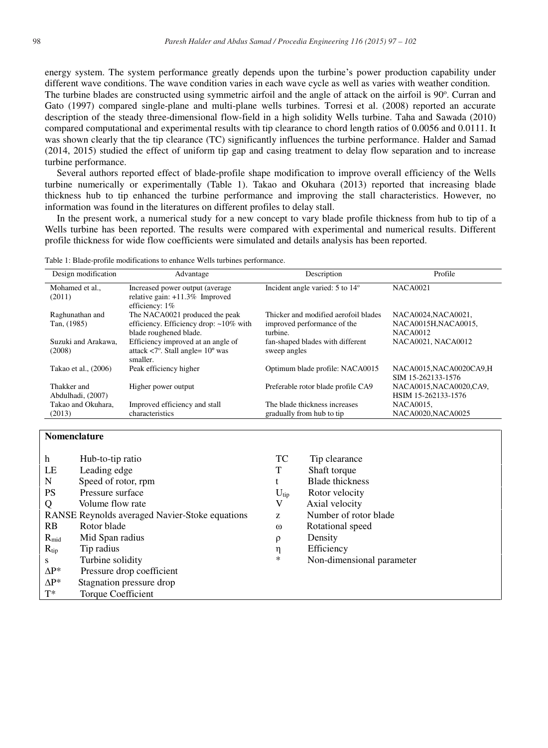energy system. The system performance greatly depends upon the turbine's power production capability under different wave conditions. The wave condition varies in each wave cycle as well as varies with weather condition. The turbine blades are constructed using symmetric airfoil and the angle of attack on the airfoil is 90°. Curran and Gato (1997) compared single-plane and multi-plane wells turbines. Torresi et al. (2008) reported an accurate description of the steady three-dimensional flow-field in a high solidity Wells turbine. Taha and Sawada (2010) compared computational and experimental results with tip clearance to chord length ratios of 0.0056 and 0.0111. It was shown clearly that the tip clearance (TC) significantly influences the turbine performance. Halder and Samad (2014, 2015) studied the effect of uniform tip gap and casing treatment to delay flow separation and to increase turbine performance.

Several authors reported effect of blade-profile shape modification to improve overall efficiency of the Wells turbine numerically or experimentally (Table 1). Takao and Okuhara (2013) reported that increasing blade thickness hub to tip enhanced the turbine performance and improving the stall characteristics. However, no information was found in the literatures on different profiles to delay stall.

In the present work, a numerical study for a new concept to vary blade profile thickness from hub to tip of a Wells turbine has been reported. The results were compared with experimental and numerical results. Different profile thickness for wide flow coefficients were simulated and details analysis has been reported.

Table 1: Blade-profile modifications to enhance Wells turbines performance.

| Design modification | Advantage | Description | Profile |
|---|---|---|---|
| Mohamed et al., (2011) | Increased power output (average relative gain: +11.3% Improved efficiency: 1% | Incident angle varied: 5 to 14° | NACA0021 |
| Raghunathan and Tan, (1985) | The NACA0021 produced the peak efficiency. Efficiency drop: ~10% with blade roughened blade. | Thicker and modified aerofoil blades improved performance of the turbine. | NACA0024,NACA0021, NACA0015H,NACA0015, NACA0012 |
| Suzuki and Arakawa, (2008) | Efficiency improved at an angle of attack <7°. Stall angle= 10° was smaller. | fan-shaped blades with different sweep angles | NACA0021, NACA0012 |
| Takao et al., (2006) | Peak efficiency higher | Optimum blade profile: NACA0015 | NACA0015,NACA0020CA9,HSIM 15-262133-1576 |
| Thakker and Abdulhadi, (2007) | Higher power output | Preferable rotor blade profile CA9 | NACA0015,NACA0020,CA9, HSIM 15-262133-1576 |
| Takao and Okuhara, (2013) | Improved efficiency and stall characteristics | The blade thickness increases gradually from hub to tip | NACA0015, NACA0020,NACA0025 |

**Nomenclature**

| | | | |
|---|---|---|---|
| h | Hub-to-tip ratio | TC | Tip clearance |
| LE | Leading edge | T | Shaft torque |
| N | Speed of rotor, rpm | t | Blade thickness |
| PS | Pressure surface | $U_{tip}$ | Rotor velocity |
| Q | Volume flow rate | V | Axial velocity |
| RANSE | Reynolds averaged Navier-Stoke equations | z | Number of rotor blade |
| RB | Rotor blade | $\omega$ | Rotational speed |
| $R_{mid}$ | Mid Span radius | $\rho$ | Density |
| $R_{tip}$ | Tip radius | $\eta$ | Efficiency |
| s | Turbine solidity | * | Non-dimensional parameter |
| $\Delta P^*$ | Pressure drop coefficient | | |
| $\Delta P^*$ | Stagnation pressure drop | | |
| $T^*$ | Torque Coefficient | | |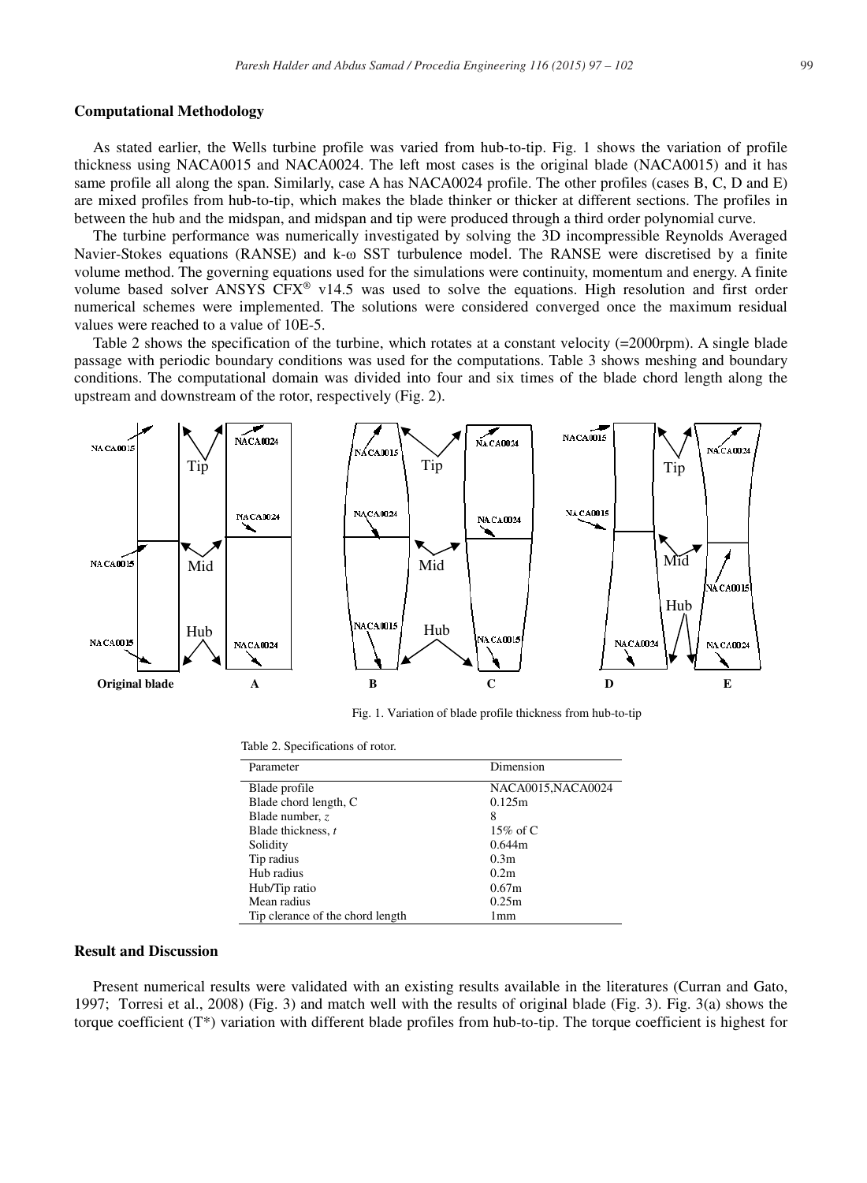## Computational Methodology

As stated earlier, the Wells turbine profile was varied from hub-to-tip. Fig. 1 shows the variation of profile thickness using NACA0015 and NACA0024. The left most cases is the original blade (NACA0015) and it has same profile all along the span. Similarly, case A has NACA0024 profile. The other profiles (cases B, C, D and E) are mixed profiles from hub-to-tip, which makes the blade thinker or thicker at different sections. The profiles in between the hub and the midspan, and midspan and tip were produced through a third order polynomial curve.

The turbine performance was numerically investigated by solving the 3D incompressible Reynolds Averaged Navier-Stokes equations (RANSE) and k-ω SST turbulence model. The RANSE were discretised by a finite volume method. The governing equations used for the simulations were continuity, momentum and energy. A finite volume based solver ANSYS CFX® v14.5 was used to solve the equations. High resolution and first order numerical schemes were implemented. The solutions were considered converged once the maximum residual values were reached to a value of 10E-5.

Table 2 shows the specification of the turbine, which rotates at a constant velocity (=2000rpm). A single blade passage with periodic boundary conditions was used for the computations. Table 3 shows meshing and boundary conditions. The computational domain was divided into four and six times of the blade chord length along the upstream and downstream of the rotor, respectively (Fig. 2).

Fig. 1. Variation of blade profile thickness from hub-to-tip

Table 2. Specifications of rotor.

| Parameter | Dimension |
|---|---|
| Blade profile | NACA0015,NACA0024 |
| Blade chord length, C | 0.125m |
| Blade number, *z* | 8 |
| Blade thickness, *t* | 15% of C |
| Solidity | 0.644m |
| Tip radius | 0.3m |
| Hub radius | 0.2m |
| Hub/Tip ratio | 0.67m |
| Mean radius | 0.25m |
| Tip clerance of the chord length | 1mm |

## Result and Discussion

Present numerical results were validated with an existing results available in the literatures (Curran and Gato, 1997; Torresi et al., 2008) (Fig. 3) and match well with the results of original blade (Fig. 3). Fig. 3(a) shows the torque coefficient ($T^*$) variation with different blade profiles from hub-to-tip. The torque coefficient is highest for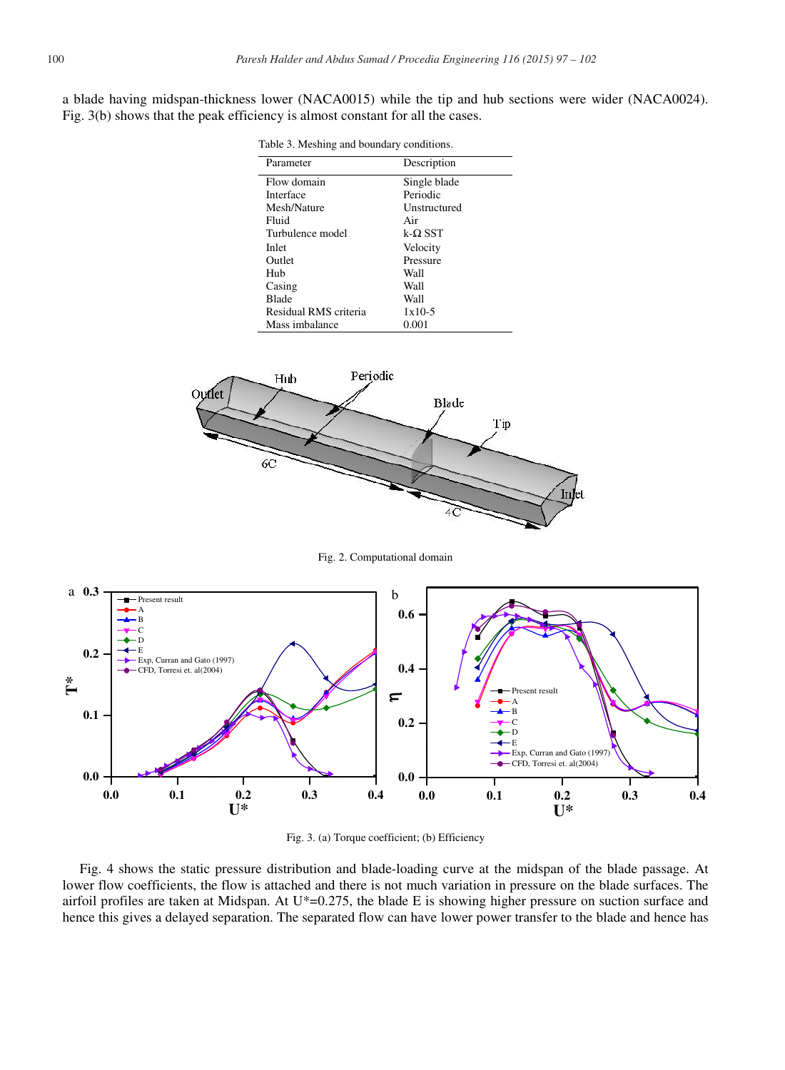a blade having midspan-thickness lower (NACA0015) while the tip and hub sections were wider (NACA0024). Fig. 3(b) shows that the peak efficiency is almost constant for all the cases.

Table 3. Meshing and boundary conditions.

| Parameter | Description |
|---|---|
| Flow domain | Single blade |
| Interface | Periodic |
| Mesh/Nature | Unstructured |
| Fluid | Air |
| Turbulence model | k-Ω SST |
| Inlet | Velocity |
| Outlet | Pressure |
| Hub | Wall |
| Casing | Wall |
| Blade | Wall |
| Residual RMS criteria | 1x10-5 |
| Mass imbalance | 0.001 |

Fig. 2. Computational domain

Fig. 3. (a) Torque coefficient; (b) Efficiency

Fig. 4 shows the static pressure distribution and blade-loading curve at the midspan of the blade passage. At lower flow coefficients, the flow is attached and there is not much variation in pressure on the blade surfaces. The airfoil profiles are taken at Midspan. At U*=0.275, the blade E is showing higher pressure on suction surface and hence this gives a delayed separation. The separated flow can have lower power transfer to the blade and hence has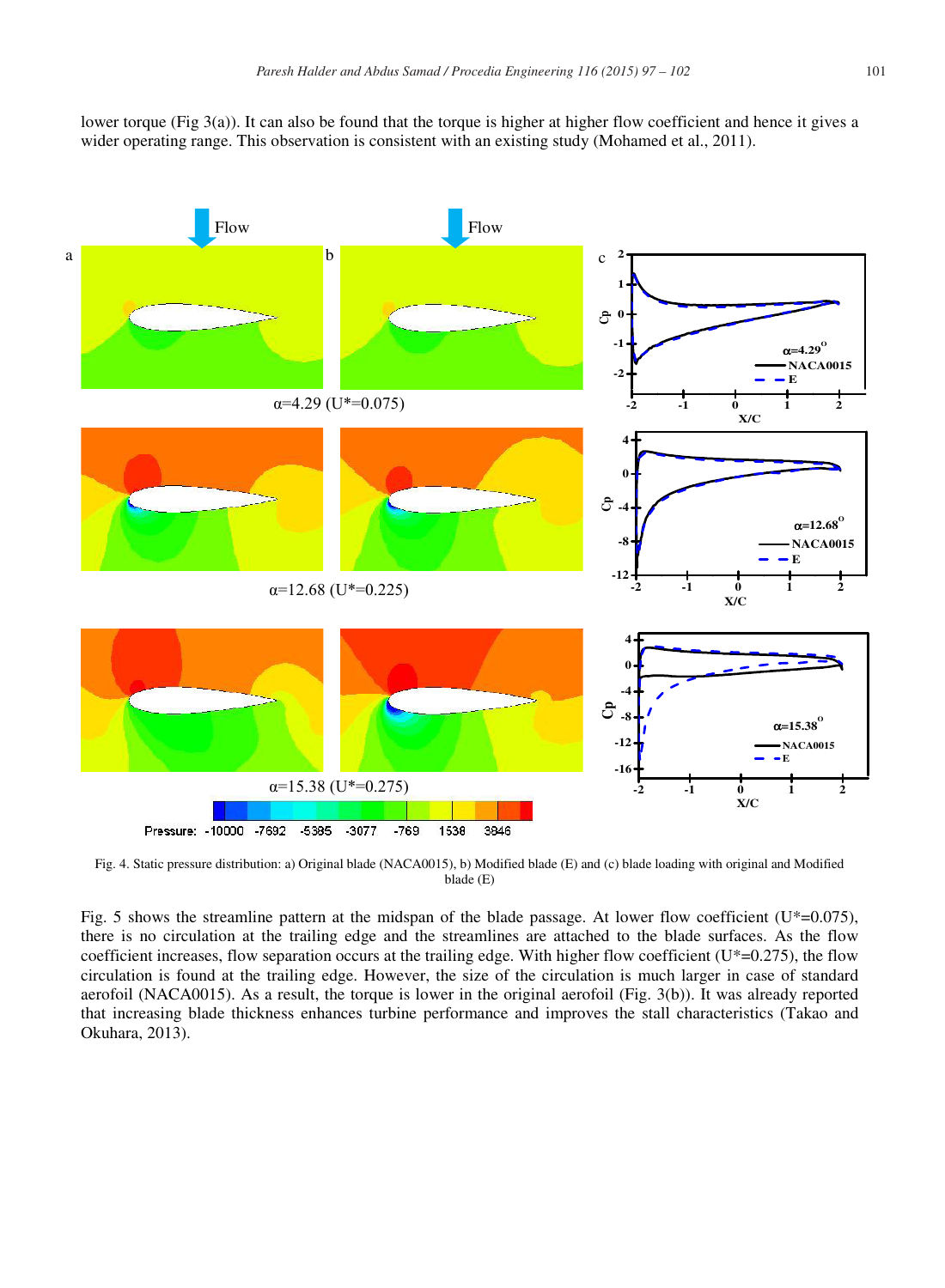lower torque (Fig 3(a)). It can also be found that the torque is higher at higher flow coefficient and hence it gives a wider operating range. This observation is consistent with an existing study (Mohamed et al., 2011).

Fig. 4. Static pressure distribution: a) Original blade (NACA0015), b) Modified blade (E) and (c) blade loading with original and Modified blade (E)

Fig. 5 shows the streamline pattern at the midspan of the blade passage. At lower flow coefficient ($U^*=0.075$), there is no circulation at the trailing edge and the streamlines are attached to the blade surfaces. As the flow coefficient increases, flow separation occurs at the trailing edge. With higher flow coefficient ($U^*=0.275$), the flow circulation is found at the trailing edge. However, the size of the circulation is much larger in case of standard aerofoil (NACA0015). As a result, the torque is lower in the original aerofoil (Fig. 3(b)). It was already reported that increasing blade thickness enhances turbine performance and improves the stall characteristics (Takao and Okuhara, 2013).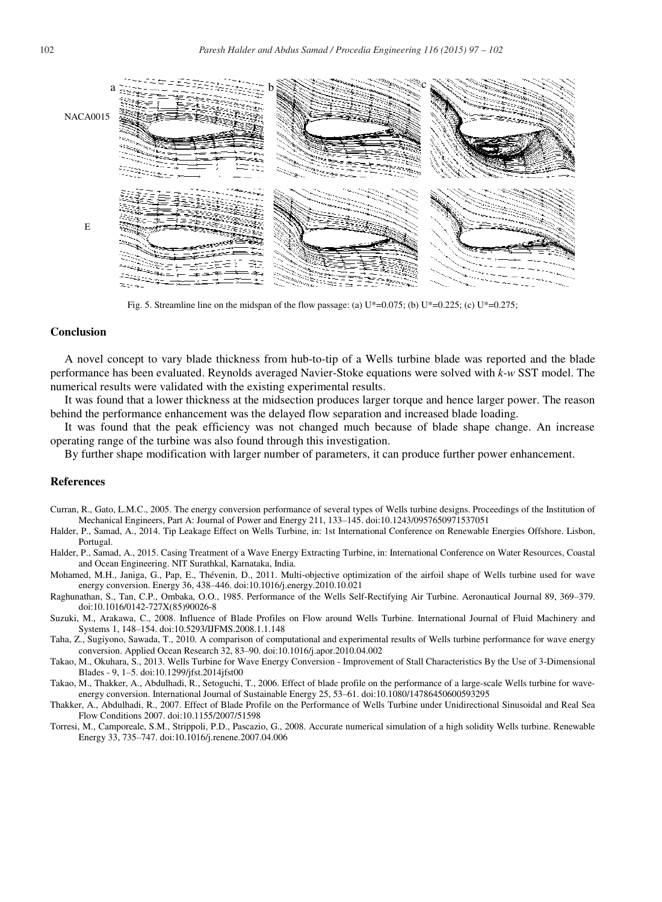a

b

c

NACA0015

E

Fig. 5. Streamline line on the midspan of the flow passage: (a) U*=0.075; (b) U*=0.225; (c) U*=0.275;

## Conclusion

A novel concept to vary blade thickness from hub-to-tip of a Wells turbine blade was reported and the blade performance has been evaluated. Reynolds averaged Navier-Stoke equations were solved with *k-w* SST model. The numerical results were validated with the existing experimental results.

It was found that a lower thickness at the midsection produces larger torque and hence larger power. The reason behind the performance enhancement was the delayed flow separation and increased blade loading.

It was found that the peak efficiency was not changed much because of blade shape change. An increase operating range of the turbine was also found through this investigation.

By further shape modification with larger number of parameters, it can produce further power enhancement.

## References

Curran, R., Gato, L.M.C., 2005. The energy conversion performance of several types of Wells turbine designs. Proceedings of the Institution of Mechanical Engineers, Part A: Journal of Power and Energy 211, 133–145. doi:10.1243/0957650971537051

Halder, P., Samad, A., 2014. Tip Leakage Effect on Wells Turbine, in: 1st International Conference on Renewable Energies Offshore. Lisbon, Portugal.

Halder, P., Samad, A., 2015. Casing Treatment of a Wave Energy Extracting Turbine, in: International Conference on Water Resources, Coastal and Ocean Engineering. NIT Surathkal, Karnataka, India.

Mohamed, M.H., Janiga, G., Pap, E., Thévenin, D., 2011. Multi-objective optimization of the airfoil shape of Wells turbine used for wave energy conversion. Energy 36, 438–446. doi:10.1016/j.energy.2010.10.021

Raghunathan, S., Tan, C.P., Ombaka, O.O., 1985. Performance of the Wells Self-Rectifying Air Turbine. Aeronautical Journal 89, 369–379. doi:10.1016/0142-727X(85)90026-8

Suzuki, M., Arakawa, C., 2008. Influence of Blade Profiles on Flow around Wells Turbine. International Journal of Fluid Machinery and Systems 1, 148–154. doi:10.5293/IJFMS.2008.1.1.148

Taha, Z., Sugiyono, Sawada, T., 2010. A comparison of computational and experimental results of Wells turbine performance for wave energy conversion. Applied Ocean Research 32, 83–90. doi:10.1016/j.apor.2010.04.002

Takao, M., Okuhara, S., 2013. Wells Turbine for Wave Energy Conversion - Improvement of Stall Characteristics By the Use of 3-Dimensional Blades - 9, 1–5. doi:10.1299/jfst.2014jfst00

Takao, M., Thakker, A., Abdulhadi, R., Setoguchi, T., 2006. Effect of blade profile on the performance of a large-scale Wells turbine for wave-energy conversion. International Journal of Sustainable Energy 25, 53–61. doi:10.1080/14786450600593295

Thakker, A., Abdulhadi, R., 2007. Effect of Blade Profile on the Performance of Wells Turbine under Unidirectional Sinusoidal and Real Sea Flow Conditions 2007. doi:10.1155/2007/51598

Torresi, M., Camporeale, S.M., Strippoli, P.D., Pascazio, G., 2008. Accurate numerical simulation of a high solidity Wells turbine. Renewable Energy 33, 735–747. doi:10.1016/j.renene.2007.04.006